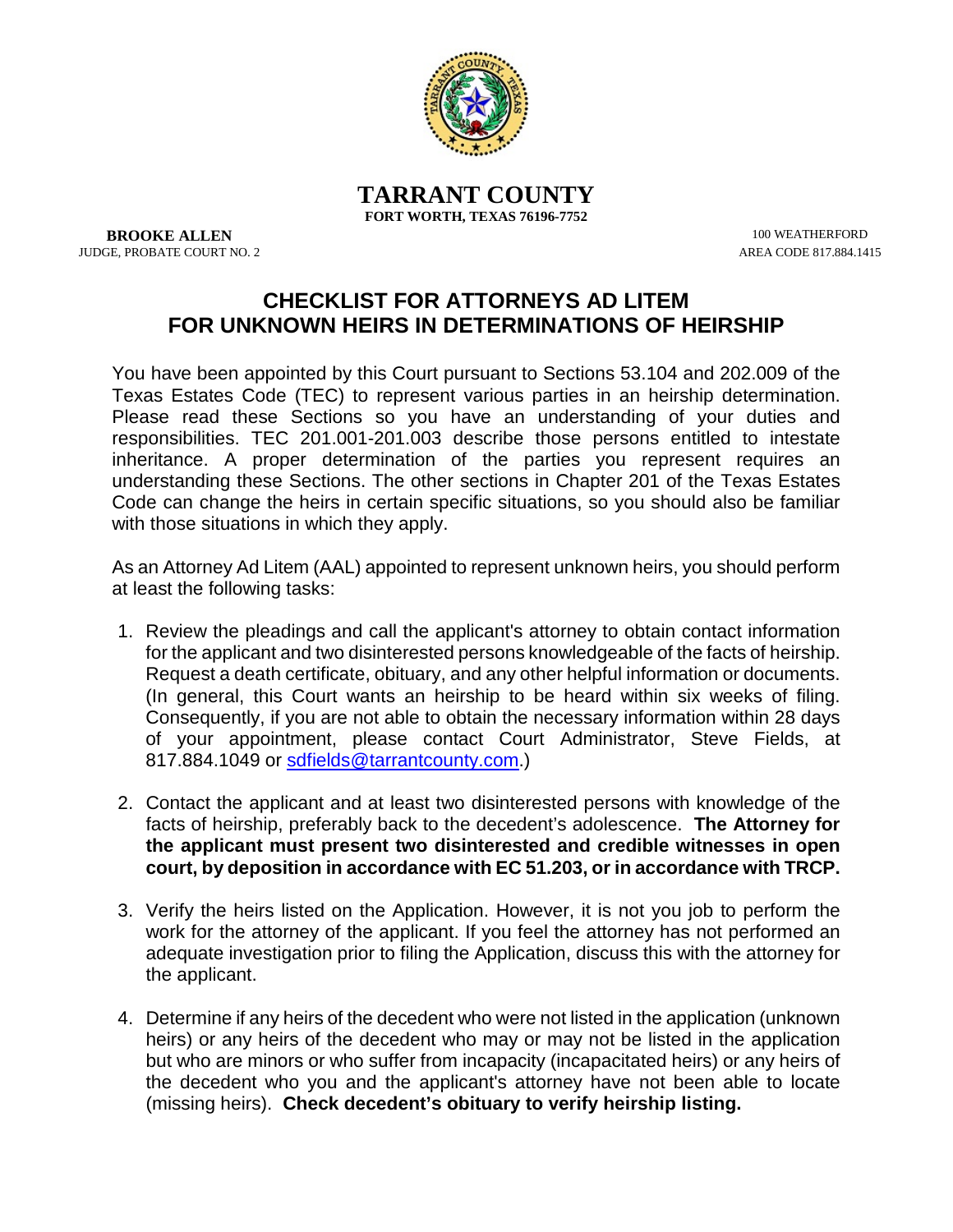**TARRANT COUNTY**
**FORT WORTH, TEXAS 76196-7752**

**BROOKE ALLEN**
JUDGE, PROBATE COURT NO. 2

100 WEATHERFORD
AREA CODE 817.884.1415

# CHECKLIST FOR ATTORNEYS AD LITEM FOR UNKNOWN HEIRS IN DETERMINATIONS OF HEIRSHIP

You have been appointed by this Court pursuant to Sections 53.104 and 202.009 of the Texas Estates Code (TEC) to represent various parties in an heirship determination. Please read these Sections so you have an understanding of your duties and responsibilities. TEC 201.001-201.003 describe those persons entitled to intestate inheritance. A proper determination of the parties you represent requires an understanding these Sections. The other sections in Chapter 201 of the Texas Estates Code can change the heirs in certain specific situations, so you should also be familiar with those situations in which they apply.

As an Attorney Ad Litem (AAL) appointed to represent unknown heirs, you should perform at least the following tasks:

1. Review the pleadings and call the applicant's attorney to obtain contact information for the applicant and two disinterested persons knowledgeable of the facts of heirship. Request a death certificate, obituary, and any other helpful information or documents. (In general, this Court wants an heirship to be heard within six weeks of filing. Consequently, if you are not able to obtain the necessary information within 28 days of your appointment, please contact Court Administrator, Steve Fields, at 817.884.1049 or sdfields@tarrantcounty.com.)

2. Contact the applicant and at least two disinterested persons with knowledge of the facts of heirship, preferably back to the decedent's adolescence. **The Attorney for the applicant must present two disinterested and credible witnesses in open court, by deposition in accordance with EC 51.203, or in accordance with TRCP.**

3. Verify the heirs listed on the Application. However, it is not you job to perform the work for the attorney of the applicant. If you feel the attorney has not performed an adequate investigation prior to filing the Application, discuss this with the attorney for the applicant.

4. Determine if any heirs of the decedent who were not listed in the application (unknown heirs) or any heirs of the decedent who may or may not be listed in the application but who are minors or who suffer from incapacity (incapacitated heirs) or any heirs of the decedent who you and the applicant's attorney have not been able to locate (missing heirs). **Check decedent's obituary to verify heirship listing.**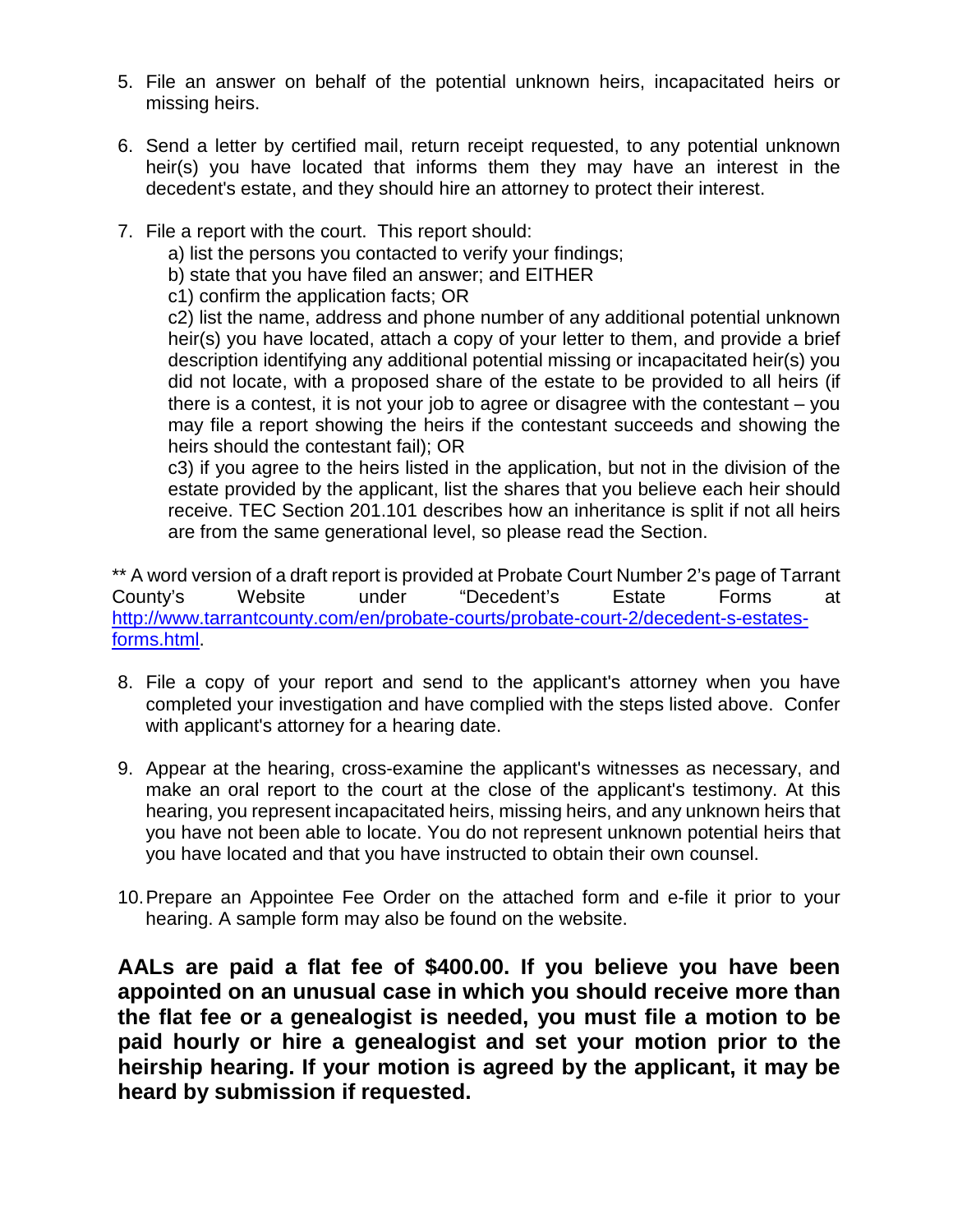5. File an answer on behalf of the potential unknown heirs, incapacitated heirs or missing heirs.

6. Send a letter by certified mail, return receipt requested, to any potential unknown heir(s) you have located that informs them they may have an interest in the decedent's estate, and they should hire an attorney to protect their interest.

7. File a report with the court. This report should:
   a) list the persons you contacted to verify your findings;
   b) state that you have filed an answer; and EITHER
   c1) confirm the application facts; OR
   c2) list the name, address and phone number of any additional potential unknown heir(s) you have located, attach a copy of your letter to them, and provide a brief description identifying any additional potential missing or incapacitated heir(s) you did not locate, with a proposed share of the estate to be provided to all heirs (if there is a contest, it is not your job to agree or disagree with the contestant – you may file a report showing the heirs if the contestant succeeds and showing the heirs should the contestant fail); OR
   c3) if you agree to the heirs listed in the application, but not in the division of the estate provided by the applicant, list the shares that you believe each heir should receive. TEC Section 201.101 describes how an inheritance is split if not all heirs are from the same generational level, so please read the Section.

** A word version of a draft report is provided at Probate Court Number 2's page of Tarrant County's Website under "Decedent's Estate Forms at [http://www.tarrantcounty.com/en/probate-courts/probate-court-2/decedent-s-estates-forms.html](http://www.tarrantcounty.com/en/probate-courts/probate-court-2/decedent-s-estates-forms.html).

8. File a copy of your report and send to the applicant's attorney when you have completed your investigation and have complied with the steps listed above. Confer with applicant's attorney for a hearing date.

9. Appear at the hearing, cross-examine the applicant's witnesses as necessary, and make an oral report to the court at the close of the applicant's testimony. At this hearing, you represent incapacitated heirs, missing heirs, and any unknown heirs that you have not been able to locate. You do not represent unknown potential heirs that you have located and that you have instructed to obtain their own counsel.

10. Prepare an Appointee Fee Order on the attached form and e-file it prior to your hearing. A sample form may also be found on the website.

**AALs are paid a flat fee of $400.00. If you believe you have been appointed on an unusual case in which you should receive more than the flat fee or a genealogist is needed, you must file a motion to be paid hourly or hire a genealogist and set your motion prior to the heirship hearing. If your motion is agreed by the applicant, it may be heard by submission if requested.**